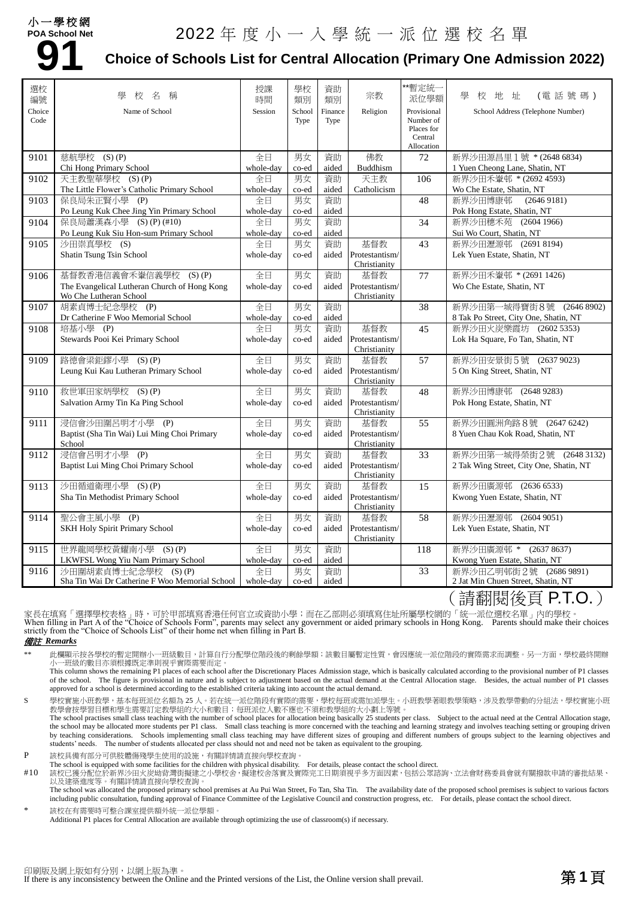小一學校網
POA School Net
# 91

# 2022年度小一入學統一派位選校名單
## Choice of Schools List for Central Allocation (Primary One Admission 2022)

| 選校編號 Choice Code | 學校名稱 Name of School | 授課時間 Session | 學校類別 School Type | 資助類別 Finance Type | 宗教 Religion | **暫定統一派位學額 Provisional Number of Places for Central Allocation | 學校地址 (電話號碼) School Address (Telephone Number) |
|---|---|---|---|---|---|---|---|
| 9101 | 慈航學校 (S) (P) Chi Hong Primary School | 全日 whole-day | 男女 co-ed | 資助 aided | 佛教 Buddhism | 72 | 新界沙田源昌里1號 * (2648 6834) 1 Yuen Cheong Lane, Shatin, NT |
| 9102 | 天主教聖華學校 (S) (P) The Little Flower's Catholic Primary School | 全日 whole-day | 男女 co-ed | 資助 aided | 天主教 Catholicism | 106 | 新界沙田禾輋邨 * (2692 4593) Wo Che Estate, Shatin, NT |
| 9103 | 保良局朱正賢小學 (P) Po Leung Kuk Chee Jing Yin Primary School | 全日 whole-day | 男女 co-ed | 資助 aided | | 48 | 新界沙田博康邨 (2646 9181) Pok Hong Estate, Shatin, NT |
| 9104 | 保良局蕭漢森小學 (S) (P) (#10) Po Leung Kuk Siu Hon-sum Primary School | 全日 whole-day | 男女 co-ed | 資助 aided | | 34 | 新界沙田穗禾苑 (2604 1966) Sui Wo Court, Shatin, NT |
| 9105 | 沙田崇真學校 (S) Shatin Tsung Tsin School | 全日 whole-day | 男女 co-ed | 資助 aided | 基督教 Protestantism/ Christianity | 43 | 新界沙田瀝源邨 (2691 8194) Lek Yuen Estate, Shatin, NT |
| 9106 | 基督教香港信義會禾輋信義學校 (S) (P) The Evangelical Lutheran Church of Hong Kong Wo Che Lutheran School | 全日 whole-day | 男女 co-ed | 資助 aided | 基督教 Protestantism/ Christianity | 77 | 新界沙田禾輋邨 * (2691 1426) Wo Che Estate, Shatin, NT |
| 9107 | 胡素貞博士紀念學校 (P) Dr Catherine F Woo Memorial School | 全日 whole-day | 男女 co-ed | 資助 aided | | 38 | 新界沙田第一城得寶街8號 (2646 8902) 8 Tak Po Street, City One, Shatin, NT |
| 9108 | 培基小學 (P) Stewards Pooi Kei Primary School | 全日 whole-day | 男女 co-ed | 資助 aided | 基督教 Protestantism/ Christianity | 45 | 新界沙田火炭樂霞坊 (2602 5353) Lok Ha Square, Fo Tan, Shatin, NT |
| 9109 | 路德會梁鉅鏐小學 (S) (P) Leung Kui Kau Lutheran Primary School | 全日 whole-day | 男女 co-ed | 資助 aided | 基督教 Protestantism/ Christianity | 57 | 新界沙田安景街5號 (2637 9023) 5 On King Street, Shatin, NT |
| 9110 | 救世軍田家炳學校 (S) (P) Salvation Army Tin Ka Ping School | 全日 whole-day | 男女 co-ed | 資助 aided | 基督教 Protestantism/ Christianity | 48 | 新界沙田博康邨 (2648 9283) Pok Hong Estate, Shatin, NT |
| 9111 | 浸信會沙田圍呂明才小學 (P) Baptist (Sha Tin Wai) Lui Ming Choi Primary School | 全日 whole-day | 男女 co-ed | 資助 aided | 基督教 Protestantism/ Christianity | 55 | 新界沙田圓洲角路8號 (2647 6242) 8 Yuen Chau Kok Road, Shatin, NT |
| 9112 | 浸信會呂明才小學 (P) Baptist Lui Ming Choi Primary School | 全日 whole-day | 男女 co-ed | 資助 aided | 基督教 Protestantism/ Christianity | 33 | 新界沙田第一城得榮街2號 (2648 3132) 2 Tak Wing Street, City One, Shatin, NT |
| 9113 | 沙田循道衛理小學 (S) (P) Sha Tin Methodist Primary School | 全日 whole-day | 男女 co-ed | 資助 aided | 基督教 Protestantism/ Christianity | 15 | 新界沙田廣源邨 (2636 6533) Kwong Yuen Estate, Shatin, NT |
| 9114 | 聖公會主風小學 (P) SKH Holy Spirit Primary School | 全日 whole-day | 男女 co-ed | 資助 aided | 基督教 Protestantism/ Christianity | 58 | 新界沙田瀝源邨 (2604 9051) Lek Yuen Estate, Shatin, NT |
| 9115 | 世界龍岡學校黃耀南小學 (S) (P) LKWFSL Wong Yiu Nam Primary School | 全日 whole-day | 男女 co-ed | 資助 aided | | 118 | 新界沙田廣源邨 * (2637 8637) Kwong Yuen Estate, Shatin, NT |
| 9116 | 沙田圍胡素貞博士紀念學校 (S) (P) Sha Tin Wai Dr Catherine F Woo Memorial School | 全日 whole-day | 男女 co-ed | 資助 aided | | 33 | 新界沙田乙明邨街2號 (2686 9891) 2 Jat Min Chuen Street, Shatin, NT |

（請翻閱後頁 P.T.O.）

家長在填寫「選擇學校表格」時，可於甲部填寫香港任何官立或資助小學；而在乙部則必須填寫住址所屬學校網的「統一派位選校名單」內的學校。
When filling in Part A of the "Choice of Schools Form", parents may select any government or aided primary schools in Hong Kong. Parents should make their choices strictly from the "Choice of Schools List" of their home net when filling in Part B.

***備註 Remarks***

** 此欄顯示按各學校的暫定開辦小一班級數目，計算自行分配學位階段後的剩餘學額；該數目屬暫定性質，會因應統一派位階段的實際需求而調整。另一方面，學校最終開辦小一班級的數目亦須根據既定準則視乎實際需要而定。
This column shows the remaining P1 places of each school after the Discretionary Places Admission stage, which is basically calculated according to the provisional number of P1 classes of the school. The figure is provisional in nature and is subject to adjustment based on the actual demand at the Central Allocation stage. Besides, the actual number of P1 classes approved for a school is determined according to the established criteria taking into account the actual demand.

S 學校實施小班教學，基本每班派位名額為25人。若在統一派位階段有實際的需要，學校每班或需加派學生。小班教學著眼教學策略，涉及教學帶動的分組法，學校實施小班教學會按學習目標和學生需要訂定教學組的大小和數目；每班派位人數不應也不須和教學組的大小劃上等號。
The school practises small class teaching with the number of school places for allocation being basically 25 students per class. Subject to the actual need at the Central Allocation stage, the school may be allocated more students per P1 class. Small class teaching is more concerned with the teaching and learning strategy and involves teaching setting or grouping driven by teaching considerations. Schools implementing small class teaching may have different sizes of grouping and different numbers of groups subject to the learning objectives and students' needs. The number of students allocated per class should not and need not be taken as equivalent to the grouping.

P 該校具備有部分可供肢體傷殘學生使用的設施，有關詳情請直接向學校查詢。
The school is equipped with some facilities for the children with physical disability. For details, please contact the school direct.

#10 該校已獲分配位於新界沙田火炭坳背灣街擬建之小學校舍，擬建校舍落實及實際完工日期須視乎多方面因素，包括公眾諮詢、立法會財務委員會就有關撥款申請的審批結果、以及建築進度等。有關詳情請直接向學校查詢。
The school was allocated the proposed primary school premises at Au Pui Wan Street, Fo Tan, Sha Tin. The availability date of the proposed school premises is subject to various factors including public consultation, funding approval of Finance Committee of the Legislative Council and construction progress, etc. For details, please contact the school direct.

\* 該校在有需要時可整合課室提供額外統一派位學額。
Additional P1 places for Central Allocation are available through optimizing the use of classroom(s) if necessary.

印刷版及網上版如有分別，以網上版為準。
If there is any inconsistency between the Online and the Printed versions of the List, the Online version shall prevail.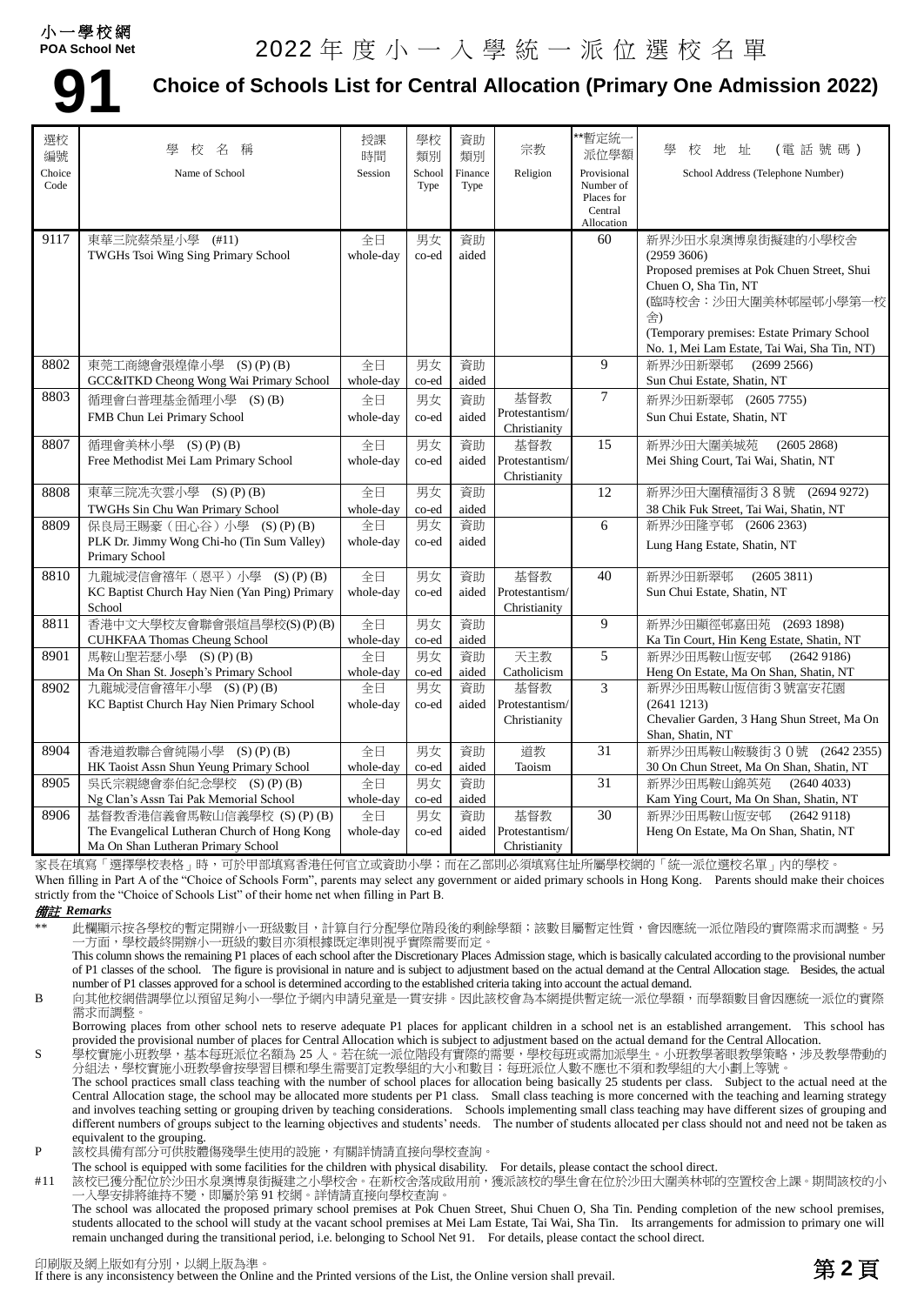小一學校網
POA School Net

# 2022 年度小一入學統一派位選校名單

# 91 Choice of Schools List for Central Allocation (Primary One Admission 2022)

| 選校編號 Choice Code | 學校名稱 Name of School | 授課時間 Session | 學校類別 School Type | 資助類別 Finance Type | 宗教 Religion | **暫定統一派位學額 Provisional Number of Places for Central Allocation | 學校地址 (電話號碼) School Address (Telephone Number) |
|---|---|---|---|---|---|---|---|
| 9117 | 東華三院蔡榮星小學 (#11)<br>TWGHs Tsoi Wing Sing Primary School | 全日<br>whole-day | 男女<br>co-ed | 資助<br>aided | | 60 | 新界沙田水泉澳博泉街擬建的小學校舍<br>(2959 3606)<br>Proposed premises at Pok Chuen Street, Shui Chuen O, Sha Tin, NT<br>(臨時校舍：沙田大圍美林邨屋邨小學第一校舍)<br>(Temporary premises: Estate Primary School No. 1, Mei Lam Estate, Tai Wai, Sha Tin, NT) |
| 8802 | 東莞工商總會張煌偉小學 (S) (P) (B)<br>GCC&ITKD Cheong Wong Wai Primary School | 全日<br>whole-day | 男女<br>co-ed | 資助<br>aided | | 9 | 新界沙田新翠邨 (2699 2566)<br>Sun Chui Estate, Shatin, NT |
| 8803 | 循理會白普理基金循理小學 (S) (B)<br>FMB Chun Lei Primary School | 全日<br>whole-day | 男女<br>co-ed | 資助<br>aided | 基督教<br>Protestantism/ Christianity | 7 | 新界沙田新翠邨 (2605 7755)<br>Sun Chui Estate, Shatin, NT |
| 8807 | 循理會美林小學 (S) (P) (B)<br>Free Methodist Mei Lam Primary School | 全日<br>whole-day | 男女<br>co-ed | 資助<br>aided | 基督教<br>Protestantism/ Christianity | 15 | 新界沙田大圍美城苑 (2605 2868)<br>Mei Shing Court, Tai Wai, Shatin, NT |
| 8808 | 東華三院冼次雲小學 (S) (P) (B)<br>TWGHs Sin Chu Wan Primary School | 全日<br>whole-day | 男女<br>co-ed | 資助<br>aided | | 12 | 新界沙田大圍積福街３８號 (2694 9272)<br>38 Chik Fuk Street, Tai Wai, Shatin, NT |
| 8809 | 保良局王賜豪（田心谷）小學 (S) (P) (B)<br>PLK Dr. Jimmy Wong Chi-ho (Tin Sum Valley) Primary School | 全日<br>whole-day | 男女<br>co-ed | 資助<br>aided | | 6 | 新界沙田隆亨邨 (2606 2363)<br>Lung Hang Estate, Shatin, NT |
| 8810 | 九龍城浸信會禧年（恩平）小學 (S) (P) (B)<br>KC Baptist Church Hay Nien (Yan Ping) Primary School | 全日<br>whole-day | 男女<br>co-ed | 資助<br>aided | 基督教<br>Protestantism/ Christianity | 40 | 新界沙田新翠邨 (2605 3811)<br>Sun Chui Estate, Shatin, NT |
| 8811 | 香港中文大學校友會聯會張煊昌學校(S) (P) (B)<br>CUHKFAA Thomas Cheung School | 全日<br>whole-day | 男女<br>co-ed | 資助<br>aided | | 9 | 新界沙田顯徑邨嘉田苑 (2693 1898)<br>Ka Tin Court, Hin Keng Estate, Shatin, NT |
| 8901 | 馬鞍山聖若瑟小學 (S) (P) (B)<br>Ma On Shan St. Joseph's Primary School | 全日<br>whole-day | 男女<br>co-ed | 資助<br>aided | 天主教<br>Catholicism | 5 | 新界沙田馬鞍山恆安邨 (2642 9186)<br>Heng On Estate, Ma On Shan, Shatin, NT |
| 8902 | 九龍城浸信會禧年小學 (S) (P) (B)<br>KC Baptist Church Hay Nien Primary School | 全日<br>whole-day | 男女<br>co-ed | 資助<br>aided | 基督教<br>Protestantism/ Christianity | 3 | 新界沙田馬鞍山恆信街３號富安花園<br>(2641 1213)<br>Chevalier Garden, 3 Hang Shun Street, Ma On Shan, Shatin, NT |
| 8904 | 香港道教聯合會純陽小學 (S) (P) (B)<br>HK Taoist Assn Shun Yeung Primary School | 全日<br>whole-day | 男女<br>co-ed | 資助<br>aided | 道教<br>Taoism | 31 | 新界沙田馬鞍山鞍駿街３０號 (2642 2355)<br>30 On Chun Street, Ma On Shan, Shatin, NT |
| 8905 | 吳氏宗親總會泰伯紀念學校 (S) (P) (B)<br>Ng Clan's Assn Tai Pak Memorial School | 全日<br>whole-day | 男女<br>co-ed | 資助<br>aided | | 31 | 新界沙田馬鞍山錦英苑 (2640 4033)<br>Kam Ying Court, Ma On Shan, Shatin, NT |
| 8906 | 基督教香港信義會馬鞍山信義學校 (S) (P) (B)<br>The Evangelical Lutheran Church of Hong Kong Ma On Shan Lutheran Primary School | 全日<br>whole-day | 男女<br>co-ed | 資助<br>aided | 基督教<br>Protestantism/ Christianity | 30 | 新界沙田馬鞍山恆安邨 (2642 9118)<br>Heng On Estate, Ma On Shan, Shatin, NT |

家長在填寫「選擇學校表格」時，可於甲部填寫香港任何官立或資助小學；而在乙部則必須填寫住址所屬學校網的「統一派位選校名單」內的學校。
When filling in Part A of the "Choice of Schools Form", parents may select any government or aided primary schools in Hong Kong. Parents should make their choices strictly from the "Choice of Schools List" of their home net when filling in Part B.

***備註 Remarks***

\*\* 此欄顯示按各學校的暫定開辦小一班級數目，計算自行分配學位階段後的剩餘學額；該數目屬暫定性質，會因應統一派位階段的實際需求而調整。另一方面，學校最終開辦小一班級的數目亦須根據既定準則視乎實際需要而定。
This column shows the remaining P1 places of each school after the Discretionary Places Admission stage, which is basically calculated according to the provisional number of P1 classes of the school. The figure is provisional in nature and is subject to adjustment based on the actual demand at the Central Allocation stage. Besides, the actual number of P1 classes approved for a school is determined according to the established criteria taking into account the actual demand.

B 向其他校網借調學位以預留足夠小一學位予網內申請兒童是一貫安排。因此該校會為本網提供暫定統一派位學額，而學額數目會因應統一派位的實際需求而調整。
Borrowing places from other school nets to reserve adequate P1 places for applicant children in a school net is an established arrangement. This school has provided the provisional number of places for Central Allocation which is subject to adjustment based on the actual demand for the Central Allocation.

S 學校實施小班教學，基本每班派位名額為 25 人。若在統一派位階段有實際的需要，學校每班或需加派學生。小班教學著眼教學策略，涉及教學帶動的分組法，學校實施小班教學會按學習目標和學生需要訂定教學組的大小和數目；每班派位人數不應也不須和教學組的大小劃上等號。
The school practices small class teaching with the number of school places for allocation being basically 25 students per class. Subject to the actual need at the Central Allocation stage, the school may be allocated more students per P1 class. Small class teaching is more concerned with the teaching and learning strategy and involves teaching setting or grouping driven by teaching considerations. Schools implementing small class teaching may have different sizes of grouping and different numbers of groups subject to the learning objectives and students' needs. The number of students allocated per class should not and need not be taken as equivalent to the grouping.

P 該校具備有部分可供肢體傷殘學生使用的設施，有關詳情請直接向學校查詢。
The school is equipped with some facilities for the children with physical disability. For details, please contact the school direct.

#11 該校已獲分配位於沙田水泉澳博泉街擬建之小學校舍。在新校舍落成啟用前，獲派該校的學生會在位於沙田大圍美林邨的空置校舍上課。期間該校的小一入學安排將維持不變，即屬於第 91 校網。詳情請直接向學校查詢。
The school was allocated the proposed primary school premises at Pok Chuen Street, Shui Chuen O, Sha Tin. Pending completion of the new school premises, students allocated to the school will study at the vacant school premises at Mei Lam Estate, Tai Wai, Sha Tin. Its arrangements for admission to primary one will remain unchanged during the transitional period, i.e. belonging to School Net 91. For details, please contact the school direct.

印刷版及網上版如有分別，以網上版為準。
If there is any inconsistency between the Online and the Printed versions of the List, the Online version shall prevail.